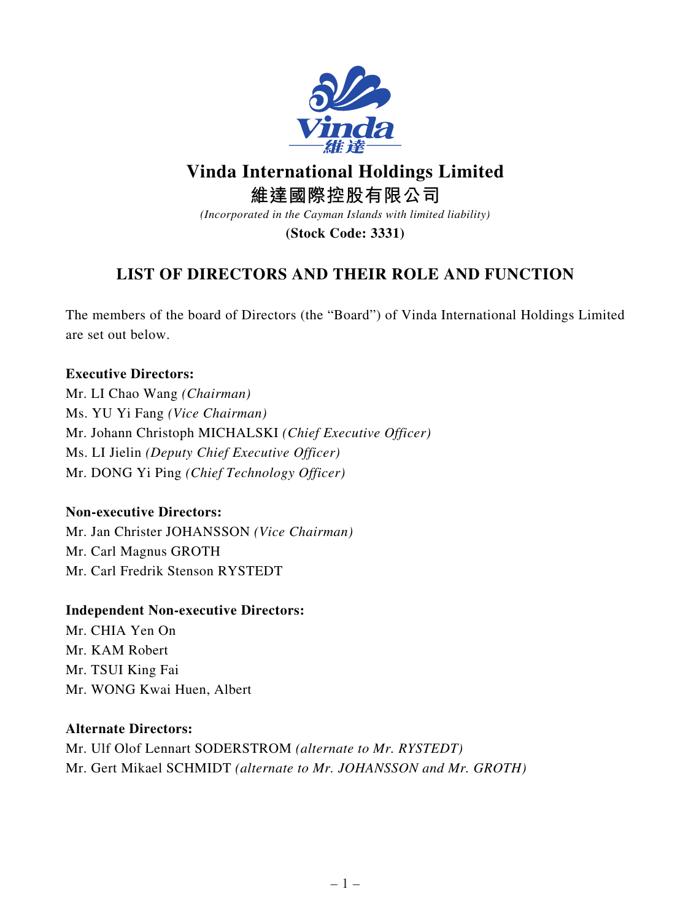# Vinda International Holdings Limited

# 維達國際控股有限公司

*(Incorporated in the Cayman Islands with limited liability)*

**(Stock Code: 3331)**

## LIST OF DIRECTORS AND THEIR ROLE AND FUNCTION

The members of the board of Directors (the "Board") of Vinda International Holdings Limited are set out below.

**Executive Directors:**

Mr. LI Chao Wang *(Chairman)*
Ms. YU Yi Fang *(Vice Chairman)*
Mr. Johann Christoph MICHALSKI *(Chief Executive Officer)*
Ms. LI Jielin *(Deputy Chief Executive Officer)*
Mr. DONG Yi Ping *(Chief Technology Officer)*

**Non-executive Directors:**

Mr. Jan Christer JOHANSSON *(Vice Chairman)*
Mr. Carl Magnus GROTH
Mr. Carl Fredrik Stenson RYSTEDT

**Independent Non-executive Directors:**

Mr. CHIA Yen On
Mr. KAM Robert
Mr. TSUI King Fai
Mr. WONG Kwai Huen, Albert

**Alternate Directors:**

Mr. Ulf Olof Lennart SODERSTROM *(alternate to Mr. RYSTEDT)*
Mr. Gert Mikael SCHMIDT *(alternate to Mr. JOHANSSON and Mr. GROTH)*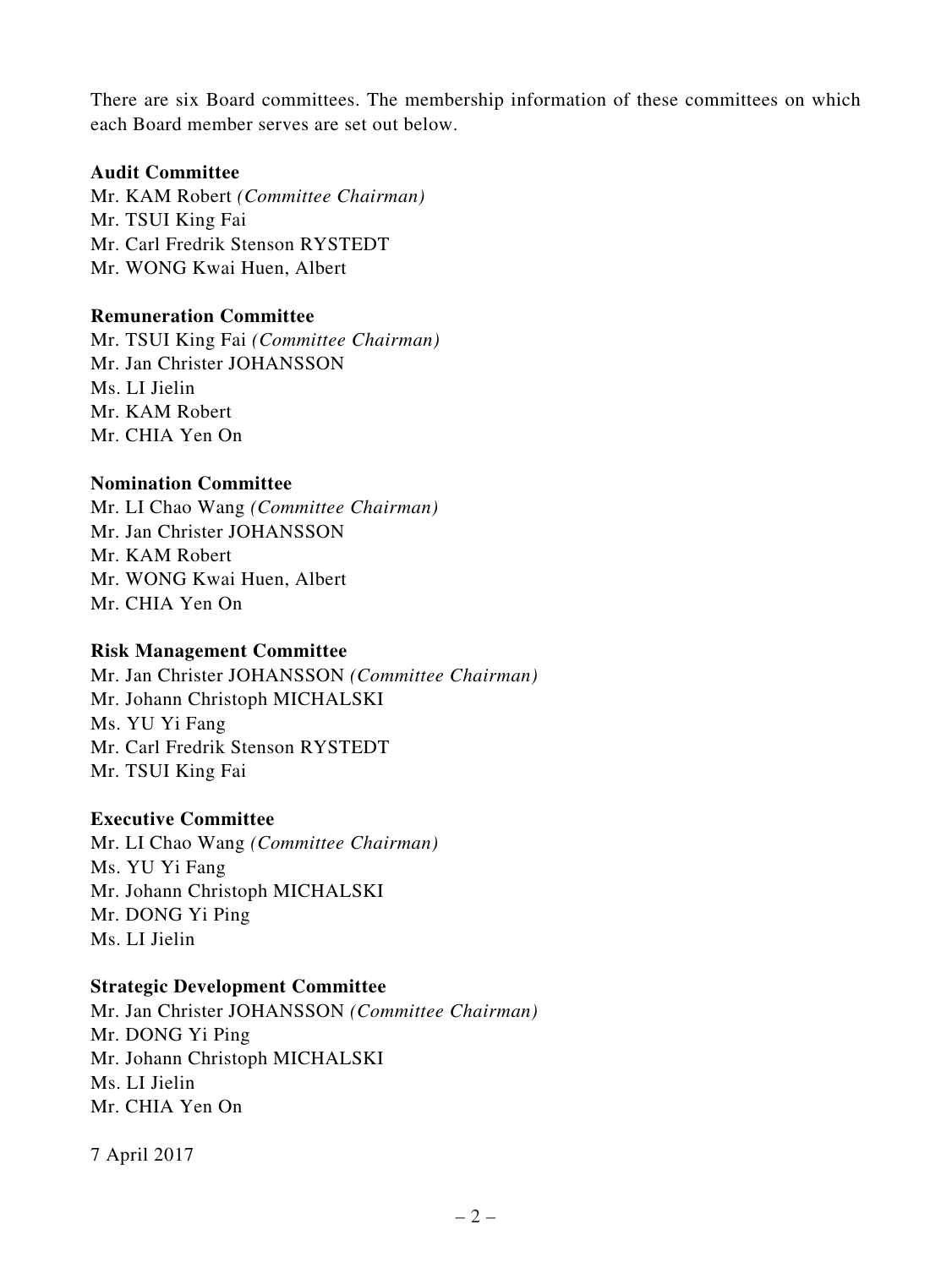There are six Board committees. The membership information of these committees on which each Board member serves are set out below.

**Audit Committee**

Mr. KAM Robert *(Committee Chairman)*
Mr. TSUI King Fai
Mr. Carl Fredrik Stenson RYSTEDT
Mr. WONG Kwai Huen, Albert

**Remuneration Committee**

Mr. TSUI King Fai *(Committee Chairman)*
Mr. Jan Christer JOHANSSON
Ms. LI Jielin
Mr. KAM Robert
Mr. CHIA Yen On

**Nomination Committee**

Mr. LI Chao Wang *(Committee Chairman)*
Mr. Jan Christer JOHANSSON
Mr. KAM Robert
Mr. WONG Kwai Huen, Albert
Mr. CHIA Yen On

**Risk Management Committee**

Mr. Jan Christer JOHANSSON *(Committee Chairman)*
Mr. Johann Christoph MICHALSKI
Ms. YU Yi Fang
Mr. Carl Fredrik Stenson RYSTEDT
Mr. TSUI King Fai

**Executive Committee**

Mr. LI Chao Wang *(Committee Chairman)*
Ms. YU Yi Fang
Mr. Johann Christoph MICHALSKI
Mr. DONG Yi Ping
Ms. LI Jielin

**Strategic Development Committee**

Mr. Jan Christer JOHANSSON *(Committee Chairman)*
Mr. DONG Yi Ping
Mr. Johann Christoph MICHALSKI
Ms. LI Jielin
Mr. CHIA Yen On

7 April 2017